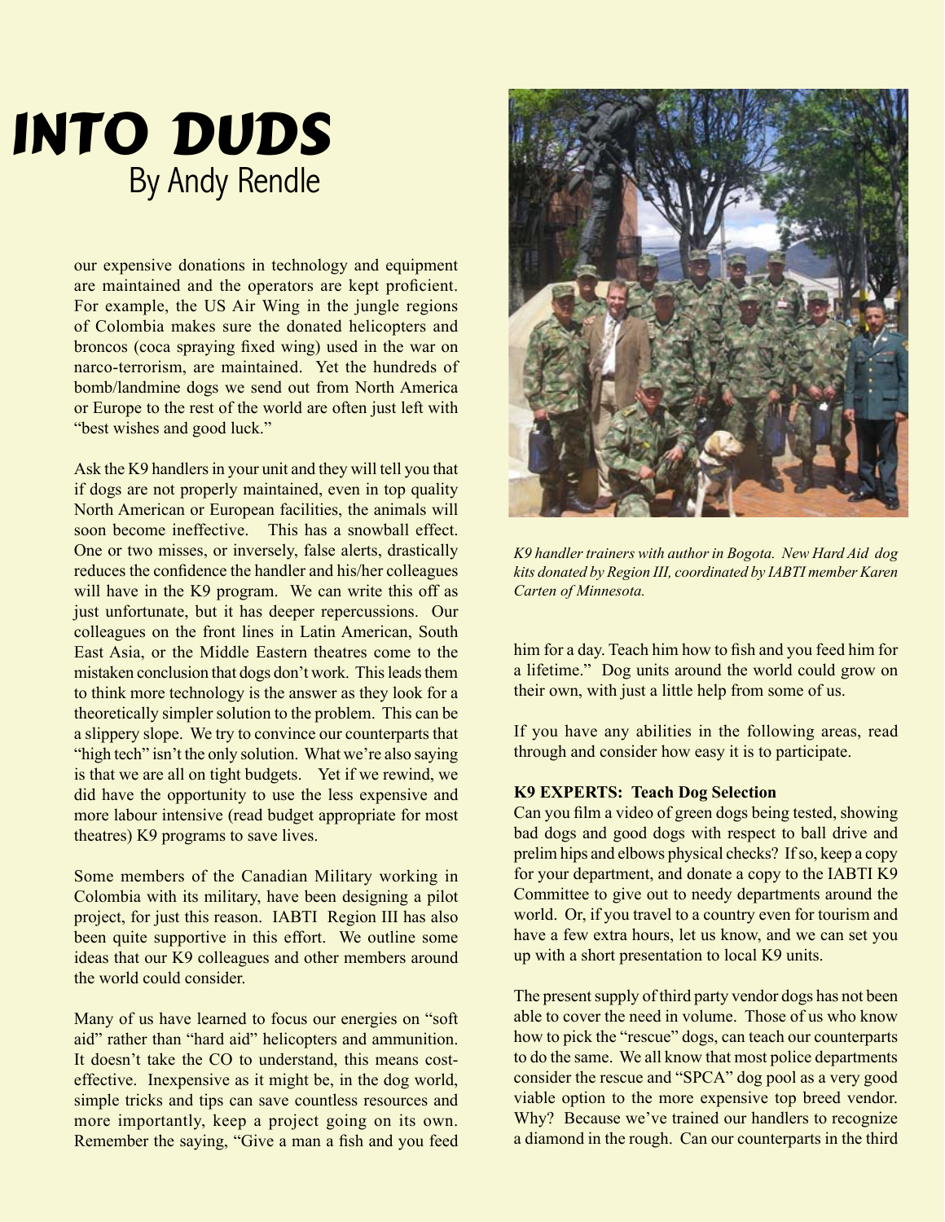# INTO DUDS

By Andy Rendle

our expensive donations in technology and equipment are maintained and the operators are kept proficient. For example, the US Air Wing in the jungle regions of Colombia makes sure the donated helicopters and broncos (coca spraying fixed wing) used in the war on narco-terrorism, are maintained. Yet the hundreds of bomb/landmine dogs we send out from North America or Europe to the rest of the world are often just left with "best wishes and good luck."

Ask the K9 handlers in your unit and they will tell you that if dogs are not properly maintained, even in top quality North American or European facilities, the animals will soon become ineffective. This has a snowball effect. One or two misses, or inversely, false alerts, drastically reduces the confidence the handler and his/her colleagues will have in the K9 program. We can write this off as just unfortunate, but it has deeper repercussions. Our colleagues on the front lines in Latin American, South East Asia, or the Middle Eastern theatres come to the mistaken conclusion that dogs don't work. This leads them to think more technology is the answer as they look for a theoretically simpler solution to the problem. This can be a slippery slope. We try to convince our counterparts that "high tech" isn't the only solution. What we're also saying is that we are all on tight budgets. Yet if we rewind, we did have the opportunity to use the less expensive and more labour intensive (read budget appropriate for most theatres) K9 programs to save lives.

Some members of the Canadian Military working in Colombia with its military, have been designing a pilot project, for just this reason. IABTI Region III has also been quite supportive in this effort. We outline some ideas that our K9 colleagues and other members around the world could consider.

Many of us have learned to focus our energies on "soft aid" rather than "hard aid" helicopters and ammunition. It doesn't take the CO to understand, this means cost-effective. Inexpensive as it might be, in the dog world, simple tricks and tips can save countless resources and more importantly, keep a project going on its own. Remember the saying, "Give a man a fish and you feed him for a day. Teach him how to fish and you feed him for a lifetime." Dog units around the world could grow on their own, with just a little help from some of us.

*K9 handler trainers with author in Bogota. New Hard Aid dog kits donated by Region III, coordinated by IABTI member Karen Carten of Minnesota.*

If you have any abilities in the following areas, read through and consider how easy it is to participate.

**K9 EXPERTS: Teach Dog Selection**

Can you film a video of green dogs being tested, showing bad dogs and good dogs with respect to ball drive and prelim hips and elbows physical checks? If so, keep a copy for your department, and donate a copy to the IABTI K9 Committee to give out to needy departments around the world. Or, if you travel to a country even for tourism and have a few extra hours, let us know, and we can set you up with a short presentation to local K9 units.

The present supply of third party vendor dogs has not been able to cover the need in volume. Those of us who know how to pick the "rescue" dogs, can teach our counterparts to do the same. We all know that most police departments consider the rescue and "SPCA" dog pool as a very good viable option to the more expensive top breed vendor. Why? Because we've trained our handlers to recognize a diamond in the rough. Can our counterparts in the third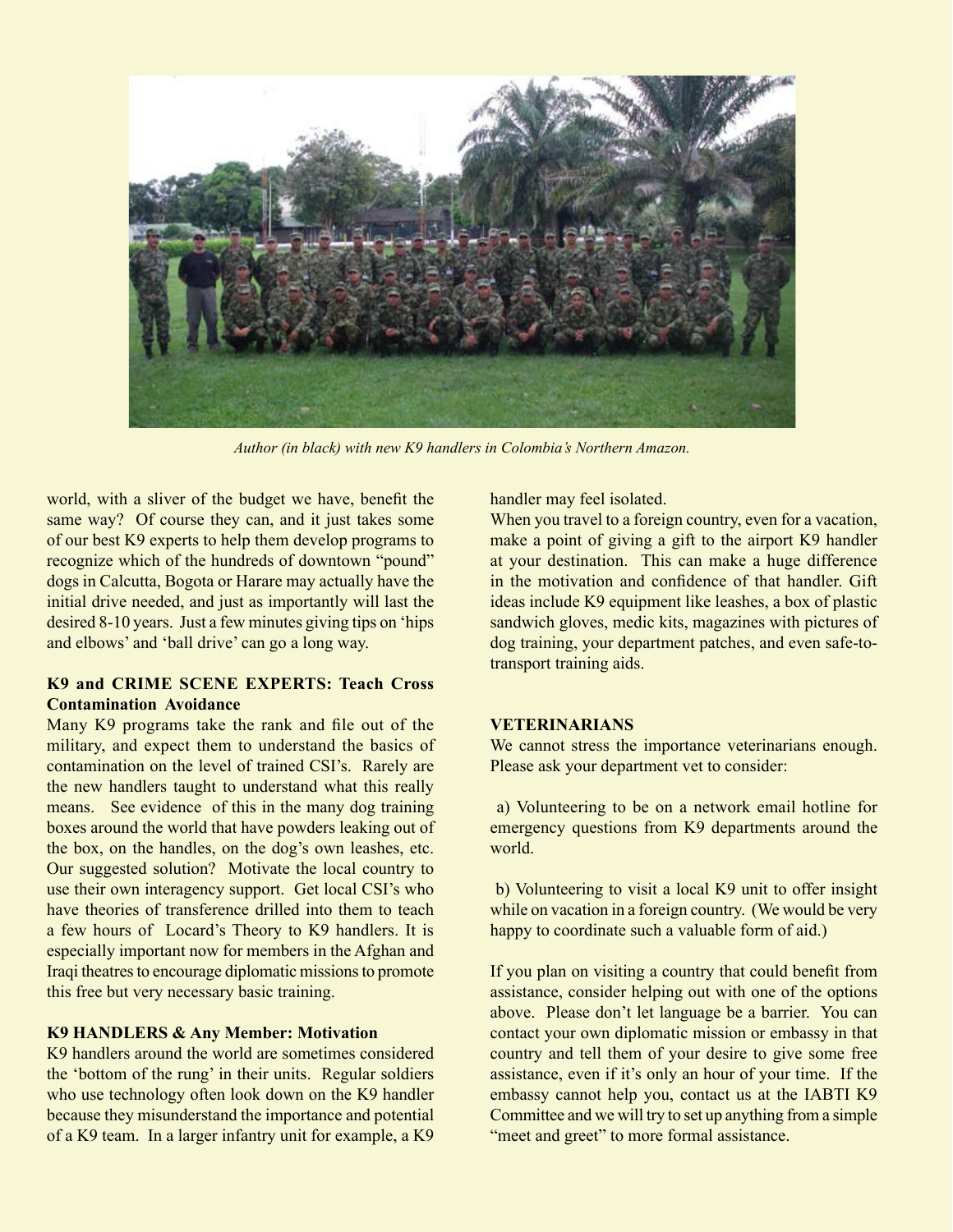*Author (in black) with new K9 handlers in Colombia's Northern Amazon.*

world, with a sliver of the budget we have, benefit the same way? Of course they can, and it just takes some of our best K9 experts to help them develop programs to recognize which of the hundreds of downtown "pound" dogs in Calcutta, Bogota or Harare may actually have the initial drive needed, and just as importantly will last the desired 8-10 years. Just a few minutes giving tips on 'hips and elbows' and 'ball drive' can go a long way.

**K9 and CRIME SCENE EXPERTS: Teach Cross Contamination Avoidance**

Many K9 programs take the rank and file out of the military, and expect them to understand the basics of contamination on the level of trained CSI's. Rarely are the new handlers taught to understand what this really means. See evidence of this in the many dog training boxes around the world that have powders leaking out of the box, on the handles, on the dog's own leashes, etc. Our suggested solution? Motivate the local country to use their own interagency support. Get local CSI's who have theories of transference drilled into them to teach a few hours of Locard's Theory to K9 handlers. It is especially important now for members in the Afghan and Iraqi theatres to encourage diplomatic missions to promote this free but very necessary basic training.

**K9 HANDLERS & Any Member: Motivation**

K9 handlers around the world are sometimes considered the 'bottom of the rung' in their units. Regular soldiers who use technology often look down on the K9 handler because they misunderstand the importance and potential of a K9 team. In a larger infantry unit for example, a K9 handler may feel isolated.

When you travel to a foreign country, even for a vacation, make a point of giving a gift to the airport K9 handler at your destination. This can make a huge difference in the motivation and confidence of that handler. Gift ideas include K9 equipment like leashes, a box of plastic sandwich gloves, medic kits, magazines with pictures of dog training, your department patches, and even safe-to-transport training aids.

**VETERINARIANS**

We cannot stress the importance veterinarians enough. Please ask your department vet to consider:

a) Volunteering to be on a network email hotline for emergency questions from K9 departments around the world.

b) Volunteering to visit a local K9 unit to offer insight while on vacation in a foreign country. (We would be very happy to coordinate such a valuable form of aid.)

If you plan on visiting a country that could benefit from assistance, consider helping out with one of the options above. Please don't let language be a barrier. You can contact your own diplomatic mission or embassy in that country and tell them of your desire to give some free assistance, even if it's only an hour of your time. If the embassy cannot help you, contact us at the IABTI K9 Committee and we will try to set up anything from a simple "meet and greet" to more formal assistance.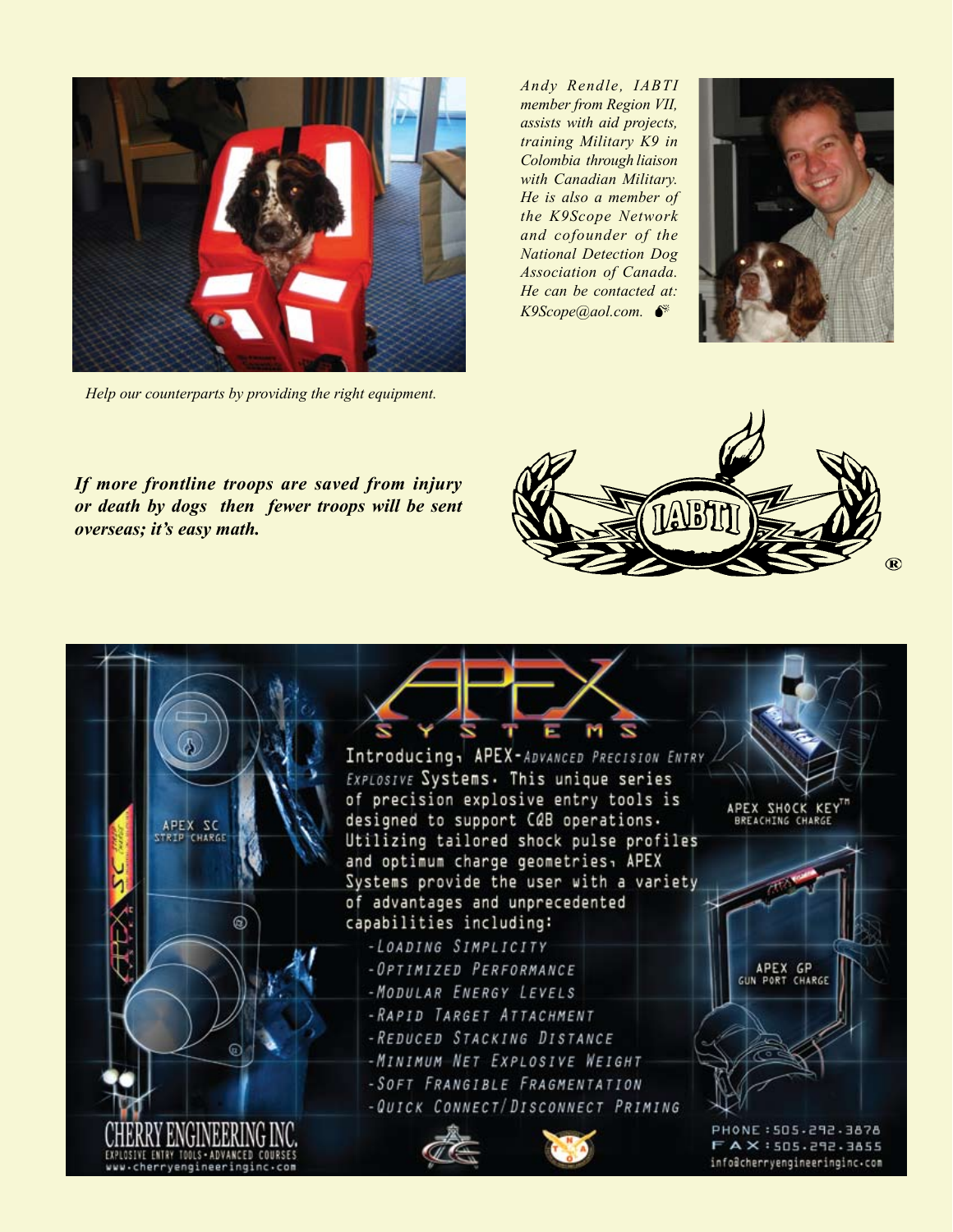*Help our counterparts by providing the right equipment.*

*Andy Rendle, IABTI member from Region VII, assists with aid projects, training Military K9 in Colombia through liaison with Canadian Military. He is also a member of the K9Scope Network and cofounder of the National Detection Dog Association of Canada. He can be contacted at: K9Scope@aol.com.*

***If more frontline troops are saved from injury or death by dogs then fewer troops will be sent overseas; it's easy math.***

IABTI®

# APEX SYSTEMS

Introducing, APEX-ADVANCED PRECISION ENTRY EXPLOSIVE Systems. This unique series of precision explosive entry tools is designed to support CQB operations. Utilizing tailored shock pulse profiles and optimum charge geometries, APEX Systems provide the user with a variety of advantages and unprecedented capabilities including:

- LOADING SIMPLICITY
- OPTIMIZED PERFORMANCE
- MODULAR ENERGY LEVELS
- RAPID TARGET ATTACHMENT
- REDUCED STACKING DISTANCE
- MINIMUM NET EXPLOSIVE WEIGHT
- SOFT FRANGIBLE FRAGMENTATION
- QUICK CONNECT/DISCONNECT PRIMING

APEX SC
STRIP CHARGE

APEX SHOCK KEY™
BREACHING CHARGE

APEX GP
GUN PORT CHARGE

CHERRY ENGINEERING INC.
EXPLOSIVE ENTRY TOOLS • ADVANCED COURSES
www.cherryengineeringinc.com

PHONE: 505.292.3878
FAX: 505.292.3855
info@cherryengineeringinc.com